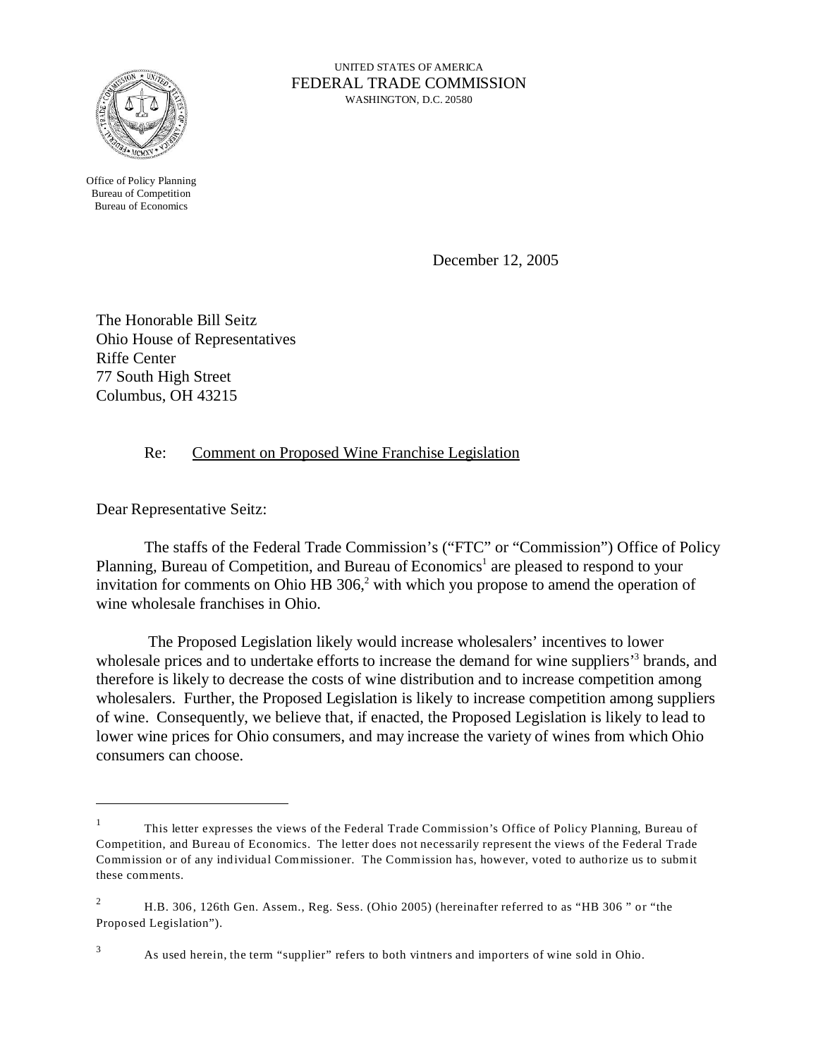UNITED STATES OF AMERICA
FEDERAL TRADE COMMISSION
WASHINGTON, D.C. 20580

Office of Policy Planning
Bureau of Competition
Bureau of Economics

December 12, 2005

The Honorable Bill Seitz
Ohio House of Representatives
Riffe Center
77 South High Street
Columbus, OH 43215

Re: Comment on Proposed Wine Franchise Legislation

Dear Representative Seitz:

The staffs of the Federal Trade Commission's ("FTC" or "Commission") Office of Policy Planning, Bureau of Competition, and Bureau of Economics[1] are pleased to respond to your invitation for comments on Ohio HB 306,[2] with which you propose to amend the operation of wine wholesale franchises in Ohio.

The Proposed Legislation likely would increase wholesalers' incentives to lower wholesale prices and to undertake efforts to increase the demand for wine suppliers'[3] brands, and therefore is likely to decrease the costs of wine distribution and to increase competition among wholesalers. Further, the Proposed Legislation is likely to increase competition among suppliers of wine. Consequently, we believe that, if enacted, the Proposed Legislation is likely to lead to lower wine prices for Ohio consumers, and may increase the variety of wines from which Ohio consumers can choose.

---

[1] This letter expresses the views of the Federal Trade Commission's Office of Policy Planning, Bureau of Competition, and Bureau of Economics. The letter does not necessarily represent the views of the Federal Trade Commission or of any individual Commissioner. The Commission has, however, voted to authorize us to submit these comments.

[2] H.B. 306, 126th Gen. Assem., Reg. Sess. (Ohio 2005) (hereinafter referred to as "HB 306 " or "the Proposed Legislation").

[3] As used herein, the term "supplier" refers to both vintners and importers of wine sold in Ohio.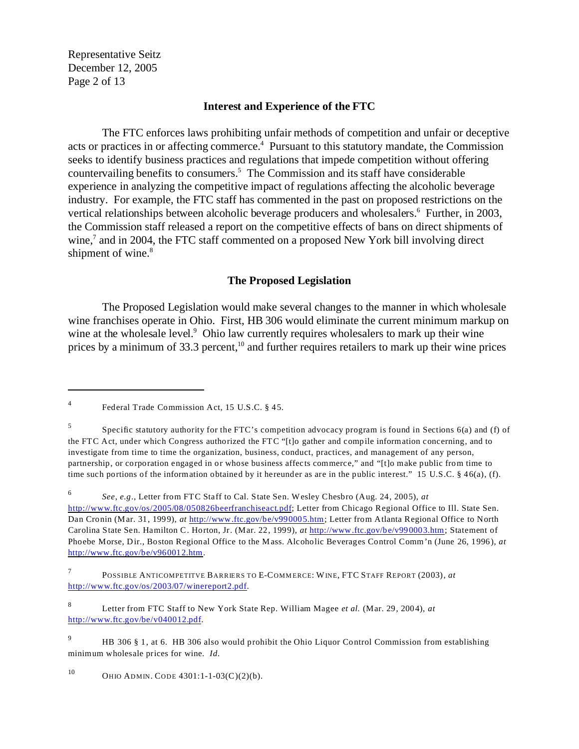## Interest and Experience of the FTC

The FTC enforces laws prohibiting unfair methods of competition and unfair or deceptive acts or practices in or affecting commerce.[4] Pursuant to this statutory mandate, the Commission seeks to identify business practices and regulations that impede competition without offering countervailing benefits to consumers.[5] The Commission and its staff have considerable experience in analyzing the competitive impact of regulations affecting the alcoholic beverage industry. For example, the FTC staff has commented in the past on proposed restrictions on the vertical relationships between alcoholic beverage producers and wholesalers.[6] Further, in 2003, the Commission staff released a report on the competitive effects of bans on direct shipments of wine,[7] and in 2004, the FTC staff commented on a proposed New York bill involving direct shipment of wine.[8]

## The Proposed Legislation

The Proposed Legislation would make several changes to the manner in which wholesale wine franchises operate in Ohio. First, HB 306 would eliminate the current minimum markup on wine at the wholesale level.[9] Ohio law currently requires wholesalers to mark up their wine prices by a minimum of 33.3 percent,[10] and further requires retailers to mark up their wine prices

---

[4] Federal Trade Commission Act, 15 U.S.C. § 45.

[5] Specific statutory authority for the FTC's competition advocacy program is found in Sections 6(a) and (f) of the FTC Act, under which Congress authorized the FTC "[t]o gather and compile information concerning, and to investigate from time to time the organization, business, conduct, practices, and management of any person, partnership, or corporation engaged in or whose business affects commerce," and "[t]o make public from time to time such portions of the information obtained by it hereunder as are in the public interest." 15 U.S.C. § 46(a), (f).

[6] *See, e.g.*, Letter from FTC Staff to Cal. State Sen. Wesley Chesbro (Aug. 24, 2005), *at* http://www.ftc.gov/os/2005/08/050826beerfranchiseact.pdf; Letter from Chicago Regional Office to Ill. State Sen. Dan Cronin (Mar. 31, 1999), *at* http://www.ftc.gov/be/v990005.htm; Letter from Atlanta Regional Office to North Carolina State Sen. Hamilton C. Horton, Jr. (Mar. 22, 1999), *at* http://www.ftc.gov/be/v990003.htm; Statement of Phoebe Morse, Dir., Boston Regional Office to the Mass. Alcoholic Beverages Control Comm'n (June 26, 1996), *at* http://www.ftc.gov/be/v960012.htm.

[7] POSSIBLE ANTICOMPETITVE BARRIERS TO E-COMMERCE: WINE, FTC STAFF REPORT (2003), *at* http://www.ftc.gov/os/2003/07/winereport2.pdf.

[8] Letter from FTC Staff to New York State Rep. William Magee *et al.* (Mar. 29, 2004), *at* http://www.ftc.gov/be/v040012.pdf.

[9] HB 306 § 1, at 6. HB 306 also would prohibit the Ohio Liquor Control Commission from establishing minimum wholesale prices for wine. *Id.*

[10] OHIO ADMIN. CODE 4301:1-1-03(C)(2)(b).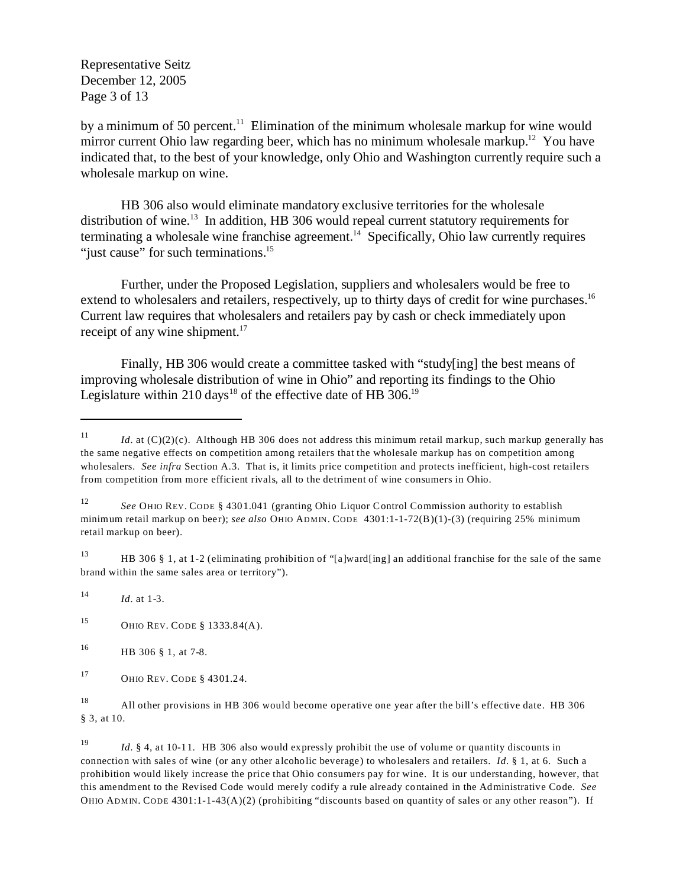by a minimum of 50 percent.[11] Elimination of the minimum wholesale markup for wine would mirror current Ohio law regarding beer, which has no minimum wholesale markup.[12] You have indicated that, to the best of your knowledge, only Ohio and Washington currently require such a wholesale markup on wine.

HB 306 also would eliminate mandatory exclusive territories for the wholesale distribution of wine.[13] In addition, HB 306 would repeal current statutory requirements for terminating a wholesale wine franchise agreement.[14] Specifically, Ohio law currently requires "just cause" for such terminations.[15]

Further, under the Proposed Legislation, suppliers and wholesalers would be free to extend to wholesalers and retailers, respectively, up to thirty days of credit for wine purchases.[16] Current law requires that wholesalers and retailers pay by cash or check immediately upon receipt of any wine shipment.[17]

Finally, HB 306 would create a committee tasked with "study[ing] the best means of improving wholesale distribution of wine in Ohio" and reporting its findings to the Ohio Legislature within 210 days[18] of the effective date of HB 306.[19]

---

[11] *Id*. at (C)(2)(c). Although HB 306 does not address this minimum retail markup, such markup generally has the same negative effects on competition among retailers that the wholesale markup has on competition among wholesalers. *See infra* Section A.3. That is, it limits price competition and protects inefficient, high-cost retailers from competition from more efficient rivals, all to the detriment of wine consumers in Ohio.

[12] *See* OHIO REV. CODE § 4301.041 (granting Ohio Liquor Control Commission authority to establish minimum retail markup on beer); *see also* OHIO ADMIN. CODE 4301:1-1-72(B)(1)-(3) (requiring 25% minimum retail markup on beer).

[13] HB 306 § 1, at 1-2 (eliminating prohibition of "[a]ward[ing] an additional franchise for the sale of the same brand within the same sales area or territory").

[14] *Id*. at 1-3.

[15] OHIO REV. CODE § 1333.84(A).

[16] HB 306 § 1, at 7-8.

[17] OHIO REV. CODE § 4301.24.

[18] All other provisions in HB 306 would become operative one year after the bill's effective date. HB 306 § 3, at 10.

[19] *Id*. § 4, at 10-11. HB 306 also would expressly prohibit the use of volume or quantity discounts in connection with sales of wine (or any other alcoholic beverage) to wholesalers and retailers. *Id*. § 1, at 6. Such a prohibition would likely increase the price that Ohio consumers pay for wine. It is our understanding, however, that this amendment to the Revised Code would merely codify a rule already contained in the Administrative Code. *See* OHIO ADMIN. CODE 4301:1-1-43(A)(2) (prohibiting "discounts based on quantity of sales or any other reason"). If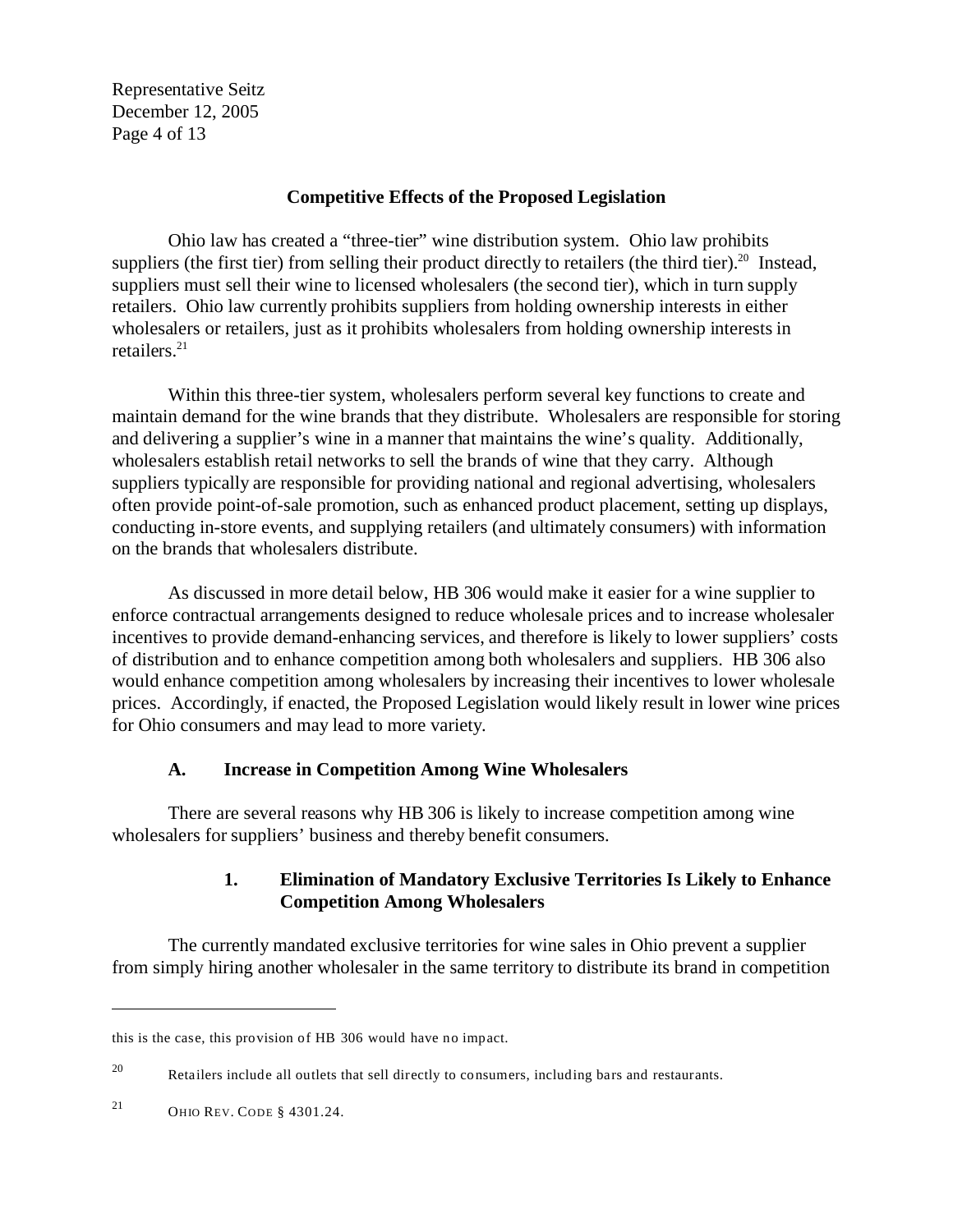## Competitive Effects of the Proposed Legislation

Ohio law has created a "three-tier" wine distribution system. Ohio law prohibits suppliers (the first tier) from selling their product directly to retailers (the third tier).[20] Instead, suppliers must sell their wine to licensed wholesalers (the second tier), which in turn supply retailers. Ohio law currently prohibits suppliers from holding ownership interests in either wholesalers or retailers, just as it prohibits wholesalers from holding ownership interests in retailers.[21]

Within this three-tier system, wholesalers perform several key functions to create and maintain demand for the wine brands that they distribute. Wholesalers are responsible for storing and delivering a supplier's wine in a manner that maintains the wine's quality. Additionally, wholesalers establish retail networks to sell the brands of wine that they carry. Although suppliers typically are responsible for providing national and regional advertising, wholesalers often provide point-of-sale promotion, such as enhanced product placement, setting up displays, conducting in-store events, and supplying retailers (and ultimately consumers) with information on the brands that wholesalers distribute.

As discussed in more detail below, HB 306 would make it easier for a wine supplier to enforce contractual arrangements designed to reduce wholesale prices and to increase wholesaler incentives to provide demand-enhancing services, and therefore is likely to lower suppliers' costs of distribution and to enhance competition among both wholesalers and suppliers. HB 306 also would enhance competition among wholesalers by increasing their incentives to lower wholesale prices. Accordingly, if enacted, the Proposed Legislation would likely result in lower wine prices for Ohio consumers and may lead to more variety.

### A. Increase in Competition Among Wine Wholesalers

There are several reasons why HB 306 is likely to increase competition among wine wholesalers for suppliers' business and thereby benefit consumers.

#### 1. Elimination of Mandatory Exclusive Territories Is Likely to Enhance Competition Among Wholesalers

The currently mandated exclusive territories for wine sales in Ohio prevent a supplier from simply hiring another wholesaler in the same territory to distribute its brand in competition

---

this is the case, this provision of HB 306 would have no impact.

[20] Retailers include all outlets that sell directly to consumers, including bars and restaurants.

[21] OHIO REV. CODE § 4301.24.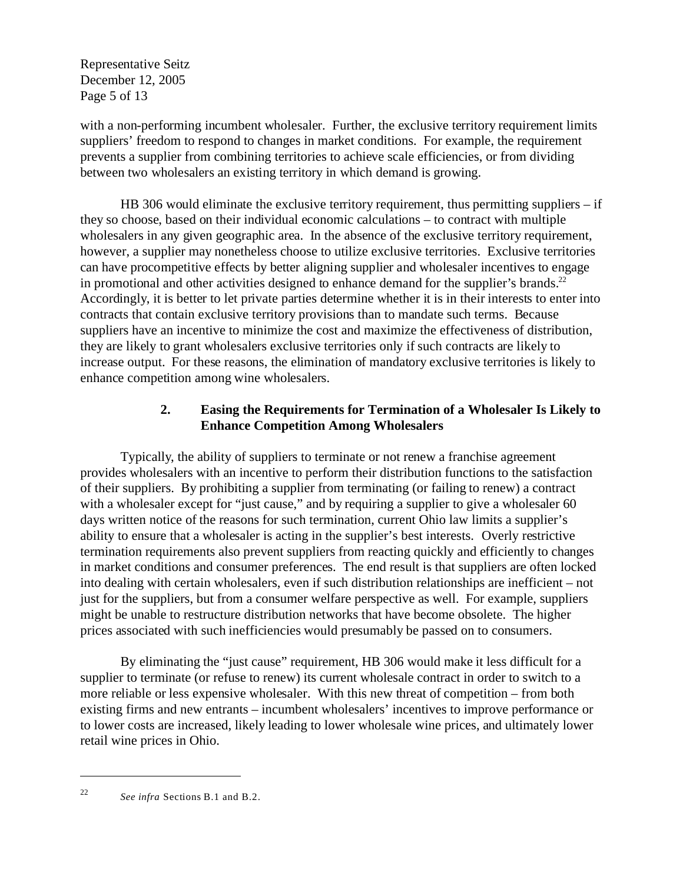with a non-performing incumbent wholesaler. Further, the exclusive territory requirement limits suppliers' freedom to respond to changes in market conditions. For example, the requirement prevents a supplier from combining territories to achieve scale efficiencies, or from dividing between two wholesalers an existing territory in which demand is growing.

HB 306 would eliminate the exclusive territory requirement, thus permitting suppliers – if they so choose, based on their individual economic calculations – to contract with multiple wholesalers in any given geographic area. In the absence of the exclusive territory requirement, however, a supplier may nonetheless choose to utilize exclusive territories. Exclusive territories can have procompetitive effects by better aligning supplier and wholesaler incentives to engage in promotional and other activities designed to enhance demand for the supplier's brands.[22] Accordingly, it is better to let private parties determine whether it is in their interests to enter into contracts that contain exclusive territory provisions than to mandate such terms. Because suppliers have an incentive to minimize the cost and maximize the effectiveness of distribution, they are likely to grant wholesalers exclusive territories only if such contracts are likely to increase output. For these reasons, the elimination of mandatory exclusive territories is likely to enhance competition among wine wholesalers.

### 2. Easing the Requirements for Termination of a Wholesaler Is Likely to Enhance Competition Among Wholesalers

Typically, the ability of suppliers to terminate or not renew a franchise agreement provides wholesalers with an incentive to perform their distribution functions to the satisfaction of their suppliers. By prohibiting a supplier from terminating (or failing to renew) a contract with a wholesaler except for "just cause," and by requiring a supplier to give a wholesaler 60 days written notice of the reasons for such termination, current Ohio law limits a supplier's ability to ensure that a wholesaler is acting in the supplier's best interests. Overly restrictive termination requirements also prevent suppliers from reacting quickly and efficiently to changes in market conditions and consumer preferences. The end result is that suppliers are often locked into dealing with certain wholesalers, even if such distribution relationships are inefficient – not just for the suppliers, but from a consumer welfare perspective as well. For example, suppliers might be unable to restructure distribution networks that have become obsolete. The higher prices associated with such inefficiencies would presumably be passed on to consumers.

By eliminating the "just cause" requirement, HB 306 would make it less difficult for a supplier to terminate (or refuse to renew) its current wholesale contract in order to switch to a more reliable or less expensive wholesaler. With this new threat of competition – from both existing firms and new entrants – incumbent wholesalers' incentives to improve performance or to lower costs are increased, likely leading to lower wholesale wine prices, and ultimately lower retail wine prices in Ohio.

---

[22] *See infra* Sections B.1 and B.2.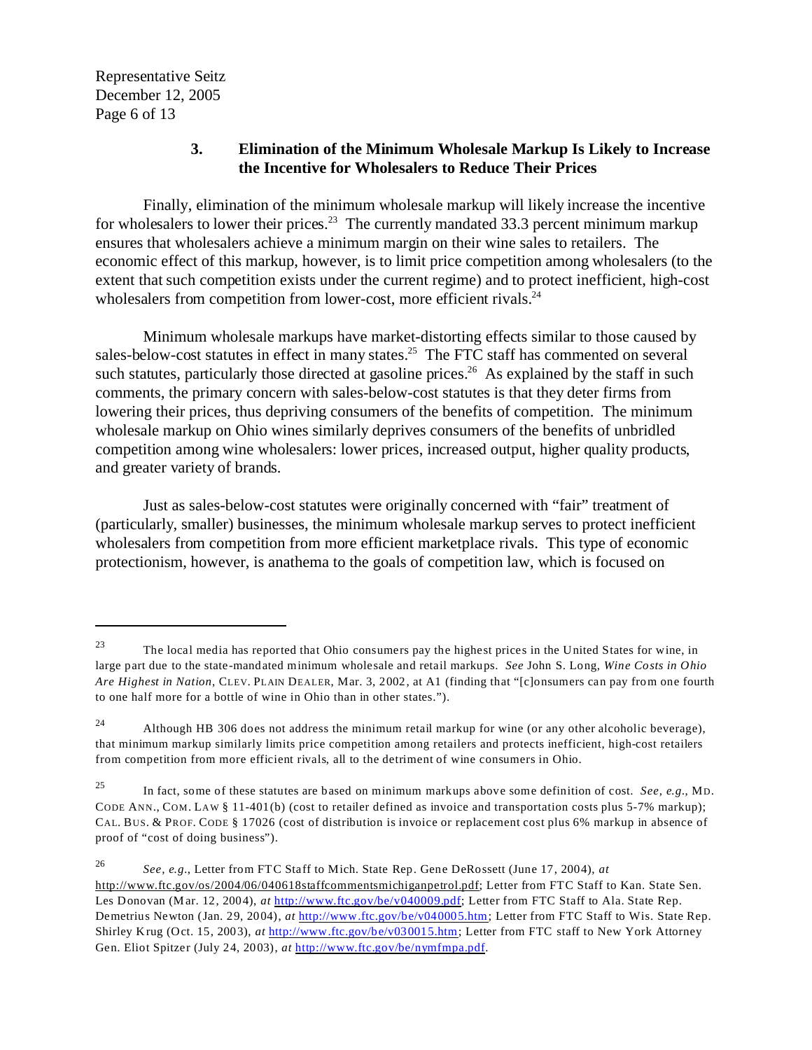### 3. Elimination of the Minimum Wholesale Markup Is Likely to Increase the Incentive for Wholesalers to Reduce Their Prices

Finally, elimination of the minimum wholesale markup will likely increase the incentive for wholesalers to lower their prices.[23] The currently mandated 33.3 percent minimum markup ensures that wholesalers achieve a minimum margin on their wine sales to retailers. The economic effect of this markup, however, is to limit price competition among wholesalers (to the extent that such competition exists under the current regime) and to protect inefficient, high-cost wholesalers from competition from lower-cost, more efficient rivals.[24]

Minimum wholesale markups have market-distorting effects similar to those caused by sales-below-cost statutes in effect in many states.[25] The FTC staff has commented on several such statutes, particularly those directed at gasoline prices.[26] As explained by the staff in such comments, the primary concern with sales-below-cost statutes is that they deter firms from lowering their prices, thus depriving consumers of the benefits of competition. The minimum wholesale markup on Ohio wines similarly deprives consumers of the benefits of unbridled competition among wine wholesalers: lower prices, increased output, higher quality products, and greater variety of brands.

Just as sales-below-cost statutes were originally concerned with "fair" treatment of (particularly, smaller) businesses, the minimum wholesale markup serves to protect inefficient wholesalers from competition from more efficient marketplace rivals. This type of economic protectionism, however, is anathema to the goals of competition law, which is focused on

---

[23] The local media has reported that Ohio consumers pay the highest prices in the United States for wine, in large part due to the state-mandated minimum wholesale and retail markups. *See* John S. Long, *Wine Costs in Ohio Are Highest in Nation*, CLEV. PLAIN DEALER, Mar. 3, 2002, at A1 (finding that "[c]onsumers can pay from one fourth to one half more for a bottle of wine in Ohio than in other states.").

[24] Although HB 306 does not address the minimum retail markup for wine (or any other alcoholic beverage), that minimum markup similarly limits price competition among retailers and protects inefficient, high-cost retailers from competition from more efficient rivals, all to the detriment of wine consumers in Ohio.

[25] In fact, some of these statutes are based on minimum markups above some definition of cost. *See, e.g.*, MD. CODE ANN., COM. LAW § 11-401(b) (cost to retailer defined as invoice and transportation costs plus 5-7% markup); CAL. BUS. & PROF. CODE § 17026 (cost of distribution is invoice or replacement cost plus 6% markup in absence of proof of "cost of doing business").

[26] *See, e.g.*, Letter from FTC Staff to Mich. State Rep. Gene DeRossett (June 17, 2004), *at* http://www.ftc.gov/os/2004/06/040618staffcommentsmichiganpetrol.pdf; Letter from FTC Staff to Kan. State Sen. Les Donovan (Mar. 12, 2004), *at* http://www.ftc.gov/be/v040009.pdf; Letter from FTC Staff to Ala. State Rep. Demetrius Newton (Jan. 29, 2004), *at* http://www.ftc.gov/be/v040005.htm; Letter from FTC Staff to Wis. State Rep. Shirley Krug (Oct. 15, 2003), *at* http://www.ftc.gov/be/v030015.htm; Letter from FTC staff to New York Attorney Gen. Eliot Spitzer (July 24, 2003), *at* http://www.ftc.gov/be/nymfmpa.pdf.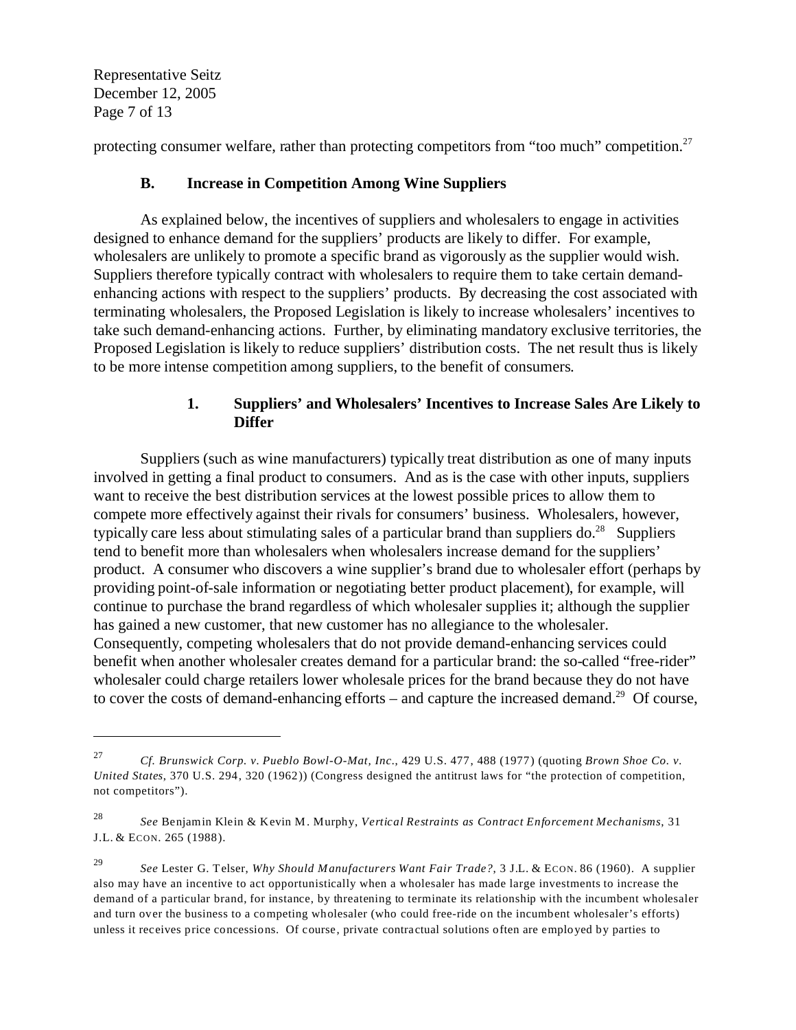protecting consumer welfare, rather than protecting competitors from "too much" competition.[27]

### B. Increase in Competition Among Wine Suppliers

As explained below, the incentives of suppliers and wholesalers to engage in activities designed to enhance demand for the suppliers' products are likely to differ. For example, wholesalers are unlikely to promote a specific brand as vigorously as the supplier would wish. Suppliers therefore typically contract with wholesalers to require them to take certain demand-enhancing actions with respect to the suppliers' products. By decreasing the cost associated with terminating wholesalers, the Proposed Legislation is likely to increase wholesalers' incentives to take such demand-enhancing actions. Further, by eliminating mandatory exclusive territories, the Proposed Legislation is likely to reduce suppliers' distribution costs. The net result thus is likely to be more intense competition among suppliers, to the benefit of consumers.

#### 1. Suppliers' and Wholesalers' Incentives to Increase Sales Are Likely to Differ

Suppliers (such as wine manufacturers) typically treat distribution as one of many inputs involved in getting a final product to consumers. And as is the case with other inputs, suppliers want to receive the best distribution services at the lowest possible prices to allow them to compete more effectively against their rivals for consumers' business. Wholesalers, however, typically care less about stimulating sales of a particular brand than suppliers do.[28] Suppliers tend to benefit more than wholesalers when wholesalers increase demand for the suppliers' product. A consumer who discovers a wine supplier's brand due to wholesaler effort (perhaps by providing point-of-sale information or negotiating better product placement), for example, will continue to purchase the brand regardless of which wholesaler supplies it; although the supplier has gained a new customer, that new customer has no allegiance to the wholesaler. Consequently, competing wholesalers that do not provide demand-enhancing services could benefit when another wholesaler creates demand for a particular brand: the so-called "free-rider" wholesaler could charge retailers lower wholesale prices for the brand because they do not have to cover the costs of demand-enhancing efforts – and capture the increased demand.[29] Of course,

---

[27] *Cf. Brunswick Corp. v. Pueblo Bowl-O-Mat, Inc.*, 429 U.S. 477, 488 (1977) (quoting *Brown Shoe Co. v. United States*, 370 U.S. 294, 320 (1962)) (Congress designed the antitrust laws for "the protection of competition, not competitors").

[28] *See* Benjamin Klein & Kevin M. Murphy, *Vertical Restraints as Contract Enforcement Mechanisms*, 31 J.L. & ECON. 265 (1988).

[29] *See* Lester G. Telser, *Why Should Manufacturers Want Fair Trade?*, 3 J.L. & ECON. 86 (1960). A supplier also may have an incentive to act opportunistically when a wholesaler has made large investments to increase the demand of a particular brand, for instance, by threatening to terminate its relationship with the incumbent wholesaler and turn over the business to a competing wholesaler (who could free-ride on the incumbent wholesaler's efforts) unless it receives price concessions. Of course, private contractual solutions often are employed by parties to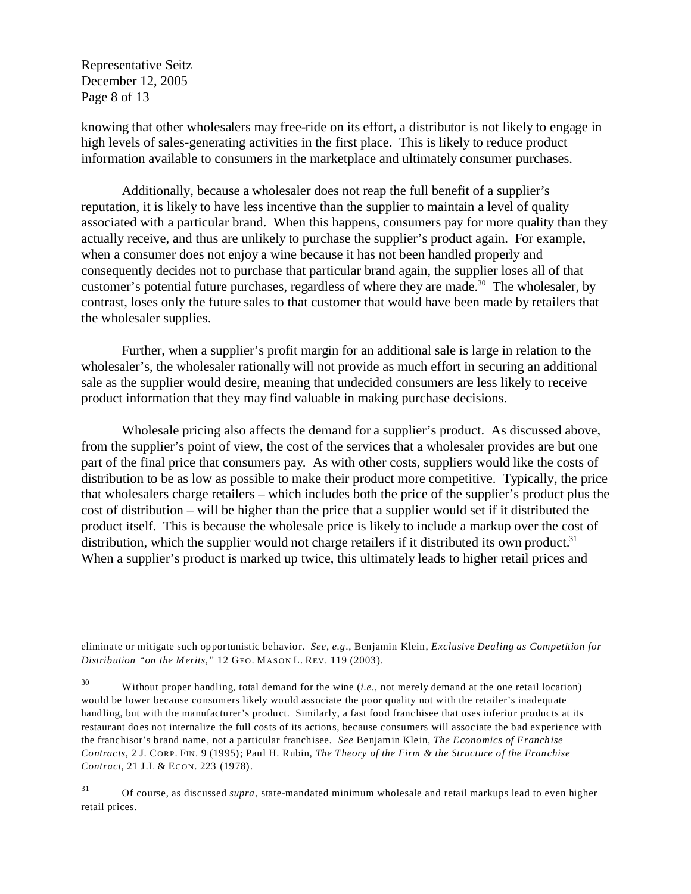knowing that other wholesalers may free-ride on its effort, a distributor is not likely to engage in high levels of sales-generating activities in the first place. This is likely to reduce product information available to consumers in the marketplace and ultimately consumer purchases.

Additionally, because a wholesaler does not reap the full benefit of a supplier's reputation, it is likely to have less incentive than the supplier to maintain a level of quality associated with a particular brand. When this happens, consumers pay for more quality than they actually receive, and thus are unlikely to purchase the supplier's product again. For example, when a consumer does not enjoy a wine because it has not been handled properly and consequently decides not to purchase that particular brand again, the supplier loses all of that customer's potential future purchases, regardless of where they are made.[30] The wholesaler, by contrast, loses only the future sales to that customer that would have been made by retailers that the wholesaler supplies.

Further, when a supplier's profit margin for an additional sale is large in relation to the wholesaler's, the wholesaler rationally will not provide as much effort in securing an additional sale as the supplier would desire, meaning that undecided consumers are less likely to receive product information that they may find valuable in making purchase decisions.

Wholesale pricing also affects the demand for a supplier's product. As discussed above, from the supplier's point of view, the cost of the services that a wholesaler provides are but one part of the final price that consumers pay. As with other costs, suppliers would like the costs of distribution to be as low as possible to make their product more competitive. Typically, the price that wholesalers charge retailers – which includes both the price of the supplier's product plus the cost of distribution – will be higher than the price that a supplier would set if it distributed the product itself. This is because the wholesale price is likely to include a markup over the cost of distribution, which the supplier would not charge retailers if it distributed its own product.[31] When a supplier's product is marked up twice, this ultimately leads to higher retail prices and

---

eliminate or mitigate such opportunistic behavior. *See, e.g.*, Benjamin Klein, *Exclusive Dealing as Competition for Distribution "on the Merits,"* 12 GEO. MASON L. REV. 119 (2003).

[30] Without proper handling, total demand for the wine (*i.e.*, not merely demand at the one retail location) would be lower because consumers likely would associate the poor quality not with the retailer's inadequate handling, but with the manufacturer's product. Similarly, a fast food franchisee that uses inferior products at its restaurant does not internalize the full costs of its actions, because consumers will associate the bad experience with the franchisor's brand name, not a particular franchisee. *See* Benjamin Klein, *The Economics of Franchise Contracts,* 2 J. CORP. FIN. 9 (1995); Paul H. Rubin, *The Theory of the Firm & the Structure of the Franchise Contract,* 21 J.L & ECON. 223 (1978).

[31] Of course, as discussed *supra*, state-mandated minimum wholesale and retail markups lead to even higher retail prices.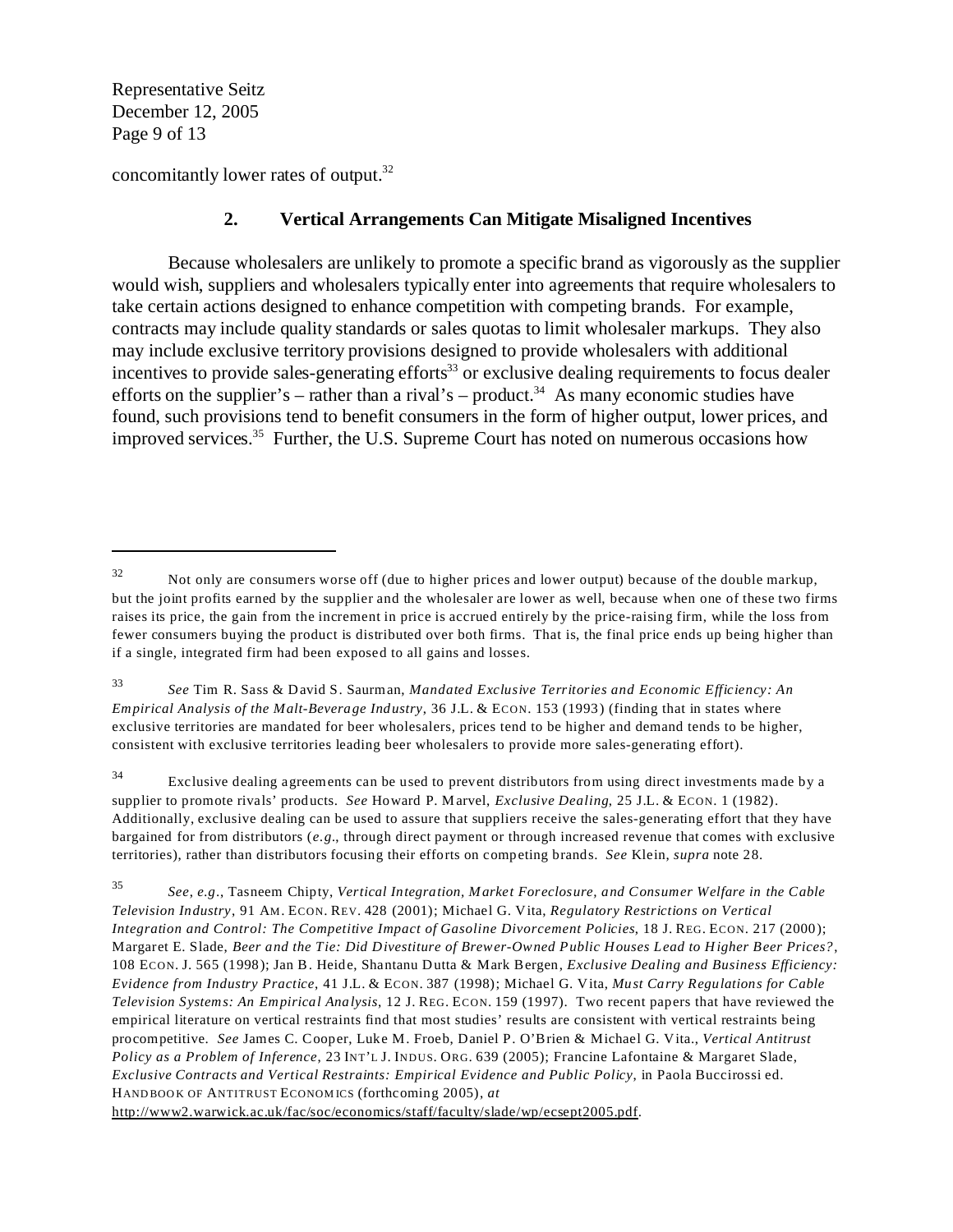concomitantly lower rates of output.[32]

### 2. Vertical Arrangements Can Mitigate Misaligned Incentives

Because wholesalers are unlikely to promote a specific brand as vigorously as the supplier would wish, suppliers and wholesalers typically enter into agreements that require wholesalers to take certain actions designed to enhance competition with competing brands. For example, contracts may include quality standards or sales quotas to limit wholesaler markups. They also may include exclusive territory provisions designed to provide wholesalers with additional incentives to provide sales-generating efforts[33] or exclusive dealing requirements to focus dealer efforts on the supplier's – rather than a rival's – product.[34] As many economic studies have found, such provisions tend to benefit consumers in the form of higher output, lower prices, and improved services.[35] Further, the U.S. Supreme Court has noted on numerous occasions how

---

[32] Not only are consumers worse off (due to higher prices and lower output) because of the double markup, but the joint profits earned by the supplier and the wholesaler are lower as well, because when one of these two firms raises its price, the gain from the increment in price is accrued entirely by the price-raising firm, while the loss from fewer consumers buying the product is distributed over both firms. That is, the final price ends up being higher than if a single, integrated firm had been exposed to all gains and losses.

[33] *See* Tim R. Sass & David S. Saurman, *Mandated Exclusive Territories and Economic Efficiency: An Empirical Analysis of the Malt-Beverage Industry*, 36 J.L. & ECON. 153 (1993) (finding that in states where exclusive territories are mandated for beer wholesalers, prices tend to be higher and demand tends to be higher, consistent with exclusive territories leading beer wholesalers to provide more sales-generating effort).

[34] Exclusive dealing agreements can be used to prevent distributors from using direct investments made by a supplier to promote rivals' products. *See* Howard P. Marvel, *Exclusive Dealing*, 25 J.L. & ECON. 1 (1982). Additionally, exclusive dealing can be used to assure that suppliers receive the sales-generating effort that they have bargained for from distributors (*e.g*., through direct payment or through increased revenue that comes with exclusive territories), rather than distributors focusing their efforts on competing brands. *See* Klein, *supra* note 28.

[35] *See, e.g.*, Tasneem Chipty, *Vertical Integration, Market Foreclosure, and Consumer Welfare in the Cable Television Industry*, 91 AM. ECON. REV. 428 (2001); Michael G. Vita, *Regulatory Restrictions on Vertical Integration and Control: The Competitive Impact of Gasoline Divorcement Policies*, 18 J. REG. ECON. 217 (2000); Margaret E. Slade, *Beer and the Tie: Did Divestiture of Brewer-Owned Public Houses Lead to Higher Beer Prices?*, 108 ECON. J. 565 (1998); Jan B. Heide, Shantanu Dutta & Mark Bergen, *Exclusive Dealing and Business Efficiency: Evidence from Industry Practice*, 41 J.L. & ECON. 387 (1998); Michael G. Vita, *Must Carry Regulations for Cable Television Systems: An Empirical Analysis*, 12 J. REG. ECON. 159 (1997). Two recent papers that have reviewed the empirical literature on vertical restraints find that most studies' results are consistent with vertical restraints being procompetitive. *See* James C. Cooper, Luke M. Froeb, Daniel P. O'Brien & Michael G. Vita., *Vertical Antitrust Policy as a Problem of Inference*, 23 INT'L J. INDUS. ORG. 639 (2005); Francine Lafontaine & Margaret Slade, *Exclusive Contracts and Vertical Restraints: Empirical Evidence and Public Policy*, in Paola Buccirossi ed. HANDBOOK OF ANTITRUST ECONOMICS (forthcoming 2005), *at* http://www2.warwick.ac.uk/fac/soc/economics/staff/faculty/slade/wp/ecsept2005.pdf.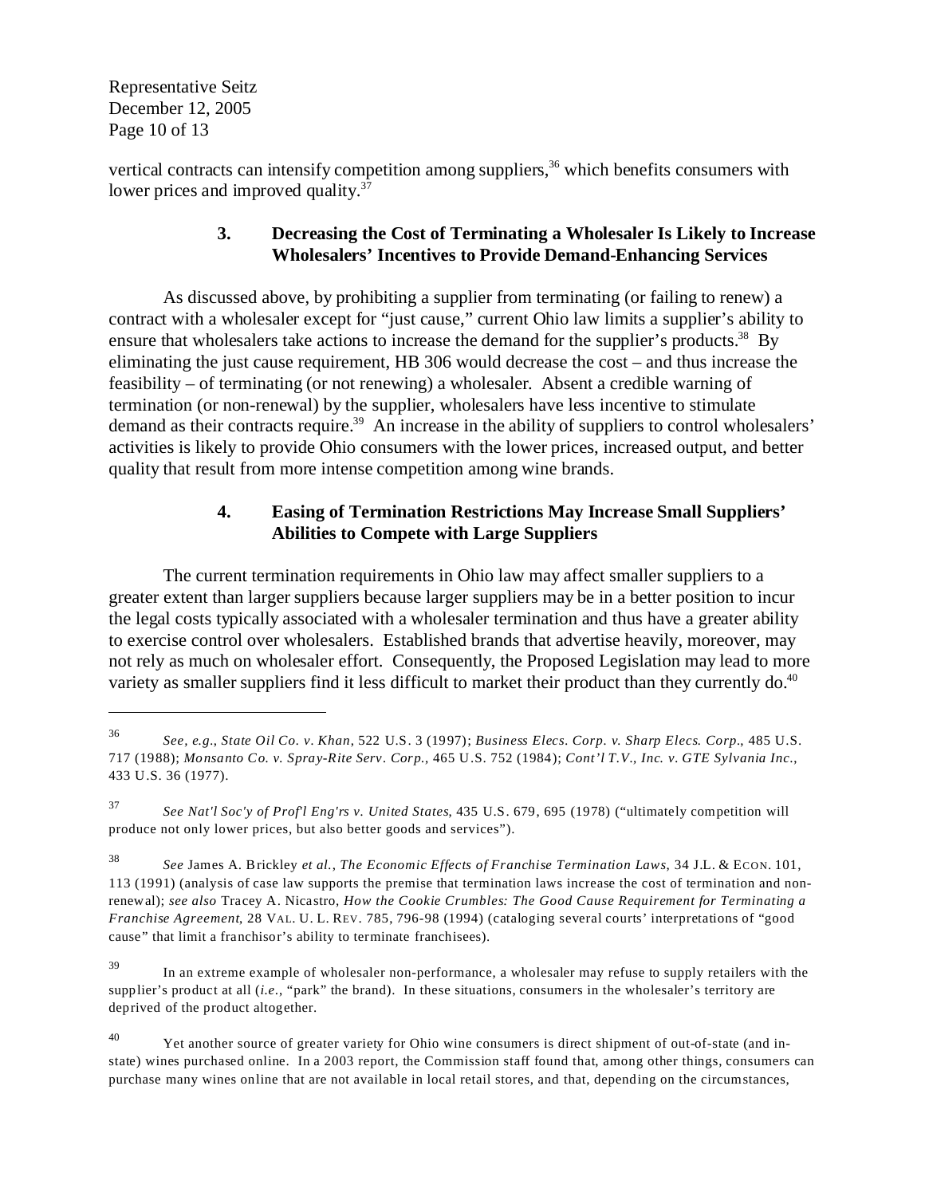vertical contracts can intensify competition among suppliers,[36] which benefits consumers with lower prices and improved quality.[37]

### 3. Decreasing the Cost of Terminating a Wholesaler Is Likely to Increase Wholesalers' Incentives to Provide Demand-Enhancing Services

As discussed above, by prohibiting a supplier from terminating (or failing to renew) a contract with a wholesaler except for "just cause," current Ohio law limits a supplier's ability to ensure that wholesalers take actions to increase the demand for the supplier's products.[38] By eliminating the just cause requirement, HB 306 would decrease the cost – and thus increase the feasibility – of terminating (or not renewing) a wholesaler. Absent a credible warning of termination (or non-renewal) by the supplier, wholesalers have less incentive to stimulate demand as their contracts require.[39] An increase in the ability of suppliers to control wholesalers' activities is likely to provide Ohio consumers with the lower prices, increased output, and better quality that result from more intense competition among wine brands.

### 4. Easing of Termination Restrictions May Increase Small Suppliers' Abilities to Compete with Large Suppliers

The current termination requirements in Ohio law may affect smaller suppliers to a greater extent than larger suppliers because larger suppliers may be in a better position to incur the legal costs typically associated with a wholesaler termination and thus have a greater ability to exercise control over wholesalers. Established brands that advertise heavily, moreover, may not rely as much on wholesaler effort. Consequently, the Proposed Legislation may lead to more variety as smaller suppliers find it less difficult to market their product than they currently do.[40]

---

[36] *See, e.g.*, *State Oil Co. v. Khan*, 522 U.S. 3 (1997); *Business Elecs. Corp. v. Sharp Elecs. Corp.*, 485 U.S. 717 (1988); *Monsanto Co. v. Spray-Rite Serv. Corp.*, 465 U.S. 752 (1984); *Cont'l T.V., Inc. v. GTE Sylvania Inc.*, 433 U.S. 36 (1977).

[37] *See Nat'l Soc'y of Prof'l Eng'rs v. United States*, 435 U.S. 679, 695 (1978) ("ultimately competition will produce not only lower prices, but also better goods and services").

[38] *See* James A. Brickley *et al.*, *The Economic Effects of Franchise Termination Laws*, 34 J.L. & ECON. 101, 113 (1991) (analysis of case law supports the premise that termination laws increase the cost of termination and non-renewal); *see also* Tracey A. Nicastro, *How the Cookie Crumbles: The Good Cause Requirement for Terminating a Franchise Agreement*, 28 VAL. U. L. REV. 785, 796-98 (1994) (cataloging several courts' interpretations of "good cause" that limit a franchisor's ability to terminate franchisees).

[39] In an extreme example of wholesaler non-performance, a wholesaler may refuse to supply retailers with the supplier's product at all (*i.e.*, "park" the brand). In these situations, consumers in the wholesaler's territory are deprived of the product altogether.

[40] Yet another source of greater variety for Ohio wine consumers is direct shipment of out-of-state (and in-state) wines purchased online. In a 2003 report, the Commission staff found that, among other things, consumers can purchase many wines online that are not available in local retail stores, and that, depending on the circumstances,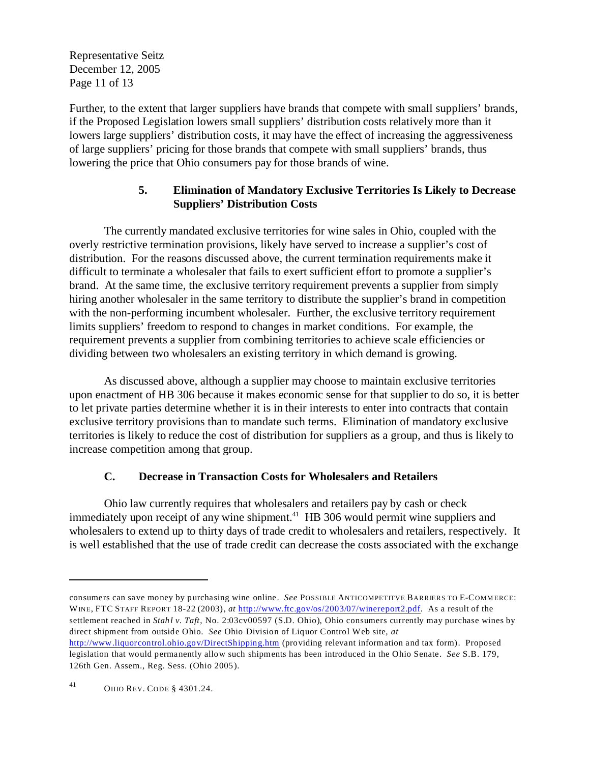Further, to the extent that larger suppliers have brands that compete with small suppliers' brands, if the Proposed Legislation lowers small suppliers' distribution costs relatively more than it lowers large suppliers' distribution costs, it may have the effect of increasing the aggressiveness of large suppliers' pricing for those brands that compete with small suppliers' brands, thus lowering the price that Ohio consumers pay for those brands of wine.

### 5. Elimination of Mandatory Exclusive Territories Is Likely to Decrease Suppliers' Distribution Costs

The currently mandated exclusive territories for wine sales in Ohio, coupled with the overly restrictive termination provisions, likely have served to increase a supplier's cost of distribution. For the reasons discussed above, the current termination requirements make it difficult to terminate a wholesaler that fails to exert sufficient effort to promote a supplier's brand. At the same time, the exclusive territory requirement prevents a supplier from simply hiring another wholesaler in the same territory to distribute the supplier's brand in competition with the non-performing incumbent wholesaler. Further, the exclusive territory requirement limits suppliers' freedom to respond to changes in market conditions. For example, the requirement prevents a supplier from combining territories to achieve scale efficiencies or dividing between two wholesalers an existing territory in which demand is growing.

As discussed above, although a supplier may choose to maintain exclusive territories upon enactment of HB 306 because it makes economic sense for that supplier to do so, it is better to let private parties determine whether it is in their interests to enter into contracts that contain exclusive territory provisions than to mandate such terms. Elimination of mandatory exclusive territories is likely to reduce the cost of distribution for suppliers as a group, and thus is likely to increase competition among that group.

## C. Decrease in Transaction Costs for Wholesalers and Retailers

Ohio law currently requires that wholesalers and retailers pay by cash or check immediately upon receipt of any wine shipment.[41] HB 306 would permit wine suppliers and wholesalers to extend up to thirty days of trade credit to wholesalers and retailers, respectively. It is well established that the use of trade credit can decrease the costs associated with the exchange

---

consumers can save money by purchasing wine online. *See* POSSIBLE ANTICOMPETITVE BARRIERS TO E-COMMERCE: WINE, FTC STAFF REPORT 18-22 (2003), *at* http://www.ftc.gov/os/2003/07/winereport2.pdf. As a result of the settlement reached in *Stahl v. Taft*, No. 2:03cv00597 (S.D. Ohio), Ohio consumers currently may purchase wines by direct shipment from outside Ohio. *See* Ohio Division of Liquor Control Web site, *at* http://www.liquorcontrol.ohio.gov/DirectShipping.htm (providing relevant information and tax form). Proposed legislation that would permanently allow such shipments has been introduced in the Ohio Senate. *See* S.B. 179, 126th Gen. Assem., Reg. Sess. (Ohio 2005).

[41] OHIO REV. CODE § 4301.24.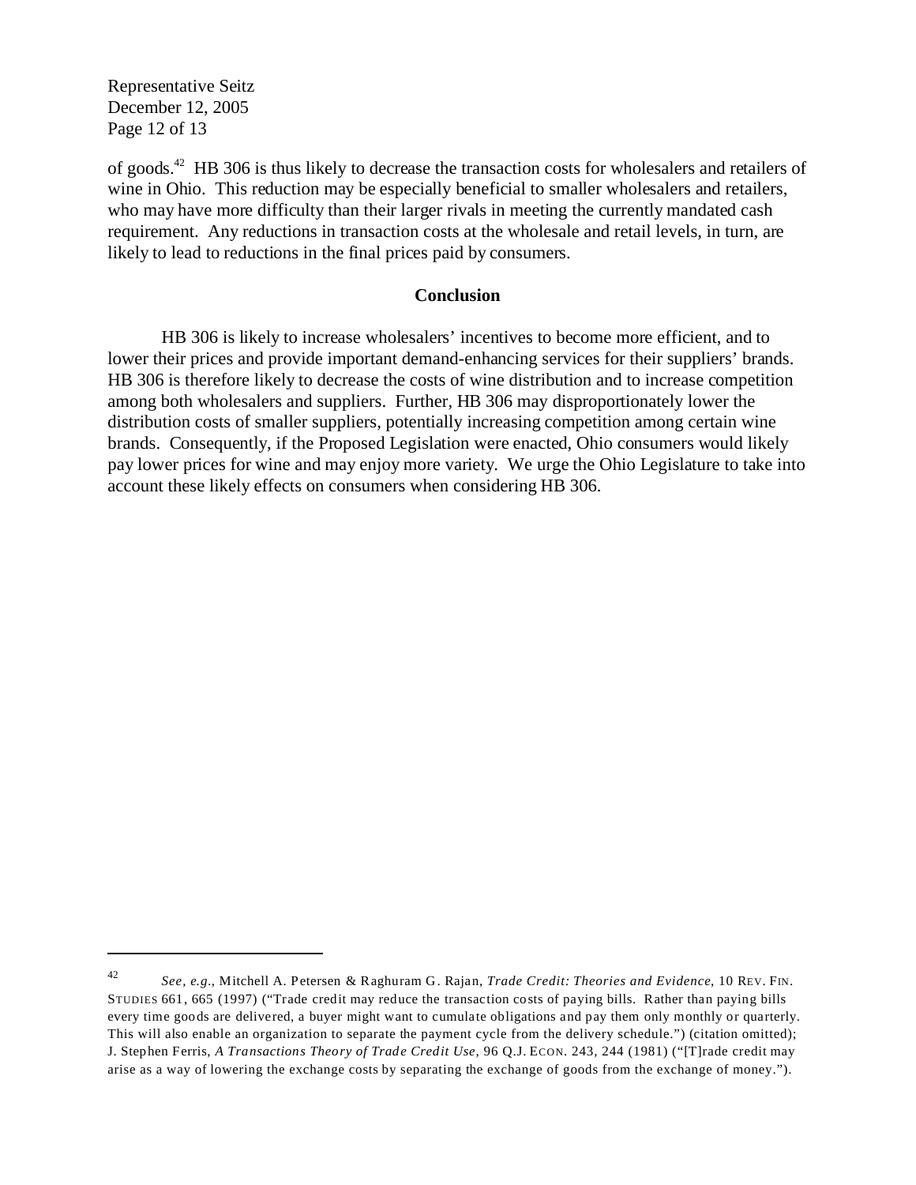of goods.[42] HB 306 is thus likely to decrease the transaction costs for wholesalers and retailers of wine in Ohio. This reduction may be especially beneficial to smaller wholesalers and retailers, who may have more difficulty than their larger rivals in meeting the currently mandated cash requirement. Any reductions in transaction costs at the wholesale and retail levels, in turn, are likely to lead to reductions in the final prices paid by consumers.

## Conclusion

HB 306 is likely to increase wholesalers' incentives to become more efficient, and to lower their prices and provide important demand-enhancing services for their suppliers' brands. HB 306 is therefore likely to decrease the costs of wine distribution and to increase competition among both wholesalers and suppliers. Further, HB 306 may disproportionately lower the distribution costs of smaller suppliers, potentially increasing competition among certain wine brands. Consequently, if the Proposed Legislation were enacted, Ohio consumers would likely pay lower prices for wine and may enjoy more variety. We urge the Ohio Legislature to take into account these likely effects on consumers when considering HB 306.

---

[42] *See, e.g.*, Mitchell A. Petersen & Raghuram G. Rajan, *Trade Credit: Theories and Evidence*, 10 REV. FIN. STUDIES 661, 665 (1997) ("Trade credit may reduce the transaction costs of paying bills. Rather than paying bills every time goods are delivered, a buyer might want to cumulate obligations and pay them only monthly or quarterly. This will also enable an organization to separate the payment cycle from the delivery schedule.") (citation omitted); J. Stephen Ferris, *A Transactions Theory of Trade Credit Use,* 96 Q.J. ECON. 243, 244 (1981) ("[T]rade credit may arise as a way of lowering the exchange costs by separating the exchange of goods from the exchange of money.").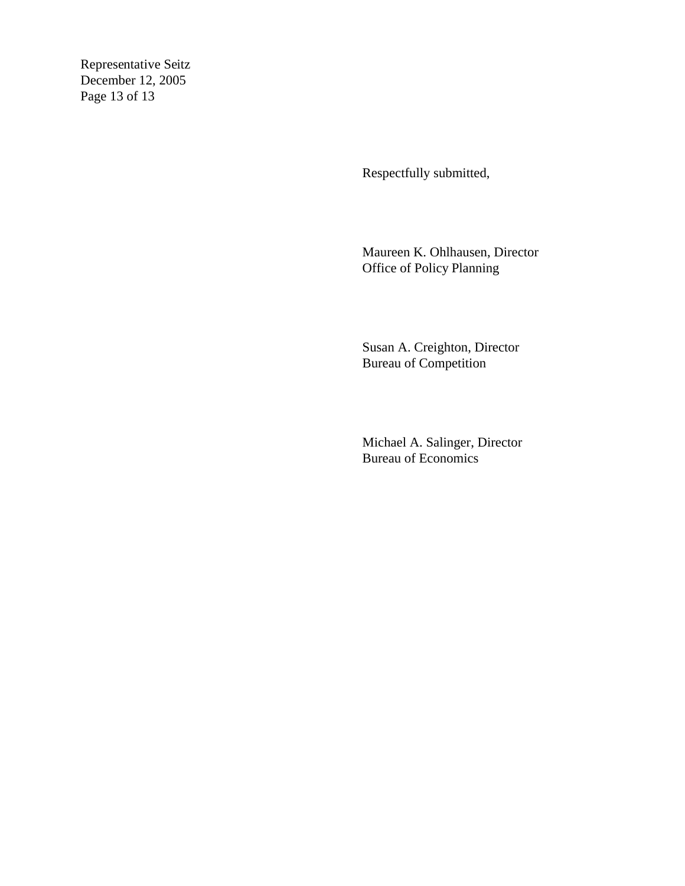Respectfully submitted,

Maureen K. Ohlhausen, Director
Office of Policy Planning

Susan A. Creighton, Director
Bureau of Competition

Michael A. Salinger, Director
Bureau of Economics